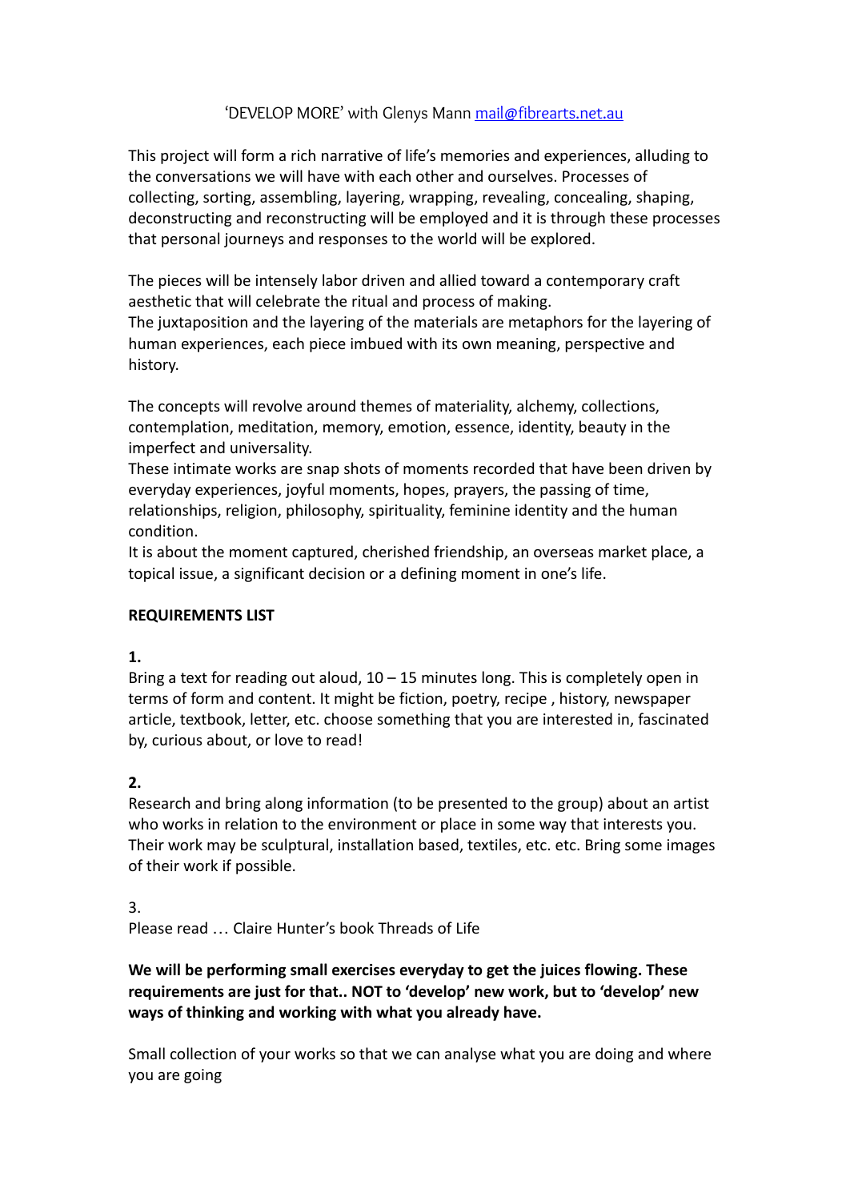‘DEVELOP MORE’ with Glenys Mann mail@fibrearts.net.au

This project will form a rich narrative of life’s memories and experiences, alluding to the conversations we will have with each other and ourselves. Processes of collecting, sorting, assembling, layering, wrapping, revealing, concealing, shaping, deconstructing and reconstructing will be employed and it is through these processes that personal journeys and responses to the world will be explored.

The pieces will be intensely labor driven and allied toward a contemporary craft aesthetic that will celebrate the ritual and process of making.
The juxtaposition and the layering of the materials are metaphors for the layering of human experiences, each piece imbued with its own meaning, perspective and history.

The concepts will revolve around themes of materiality, alchemy, collections, contemplation, meditation, memory, emotion, essence, identity, beauty in the imperfect and universality.
These intimate works are snap shots of moments recorded that have been driven by everyday experiences, joyful moments, hopes, prayers, the passing of time, relationships, religion, philosophy, spirituality, feminine identity and the human condition.
It is about the moment captured, cherished friendship, an overseas market place, a topical issue, a significant decision or a defining moment in one’s life.

**REQUIREMENTS LIST**

**1.**
Bring a text for reading out aloud, 10 – 15 minutes long. This is completely open in terms of form and content. It might be fiction, poetry, recipe , history, newspaper article, textbook, letter, etc. choose something that you are interested in, fascinated by, curious about, or love to read!

**2.**
Research and bring along information (to be presented to the group) about an artist who works in relation to the environment or place in some way that interests you. Their work may be sculptural, installation based, textiles, etc. etc. Bring some images of their work if possible.

3.
Please read … Claire Hunter’s book Threads of Life

**We will be performing small exercises everyday to get the juices flowing. These requirements are just for that.. NOT to ‘develop’ new work, but to ‘develop’ new ways of thinking and working with what you already have.**

Small collection of your works so that we can analyse what you are doing and where you are going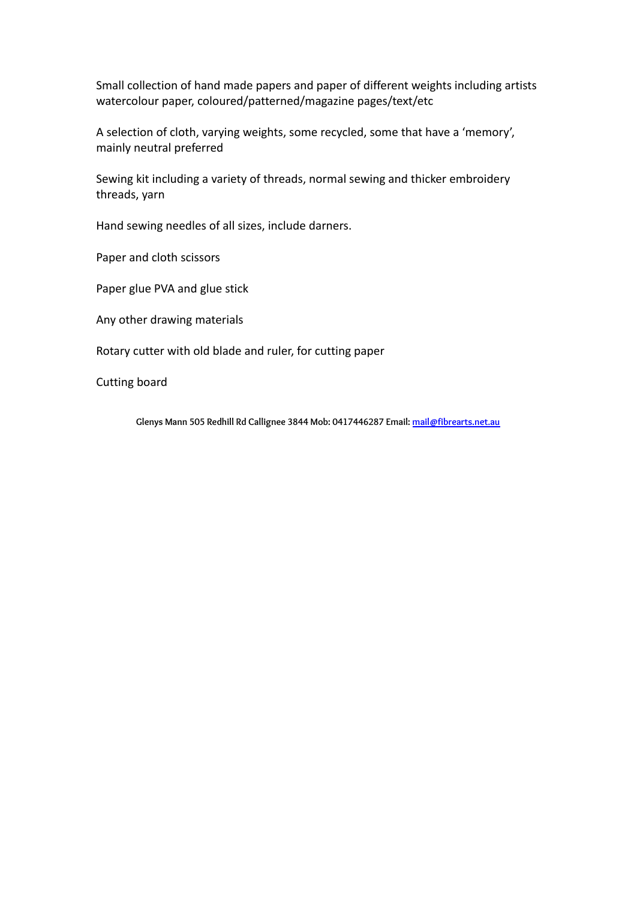Small collection of hand made papers and paper of different weights including artists watercolour paper, coloured/patterned/magazine pages/text/etc

A selection of cloth, varying weights, some recycled, some that have a 'memory', mainly neutral preferred

Sewing kit including a variety of threads, normal sewing and thicker embroidery threads, yarn

Hand sewing needles of all sizes, include darners.

Paper and cloth scissors

Paper glue PVA and glue stick

Any other drawing materials

Rotary cutter with old blade and ruler, for cutting paper

Cutting board

Glenys Mann 505 Redhill Rd Callignee 3844 Mob: 0417446287 Email: mail@fibrearts.net.au